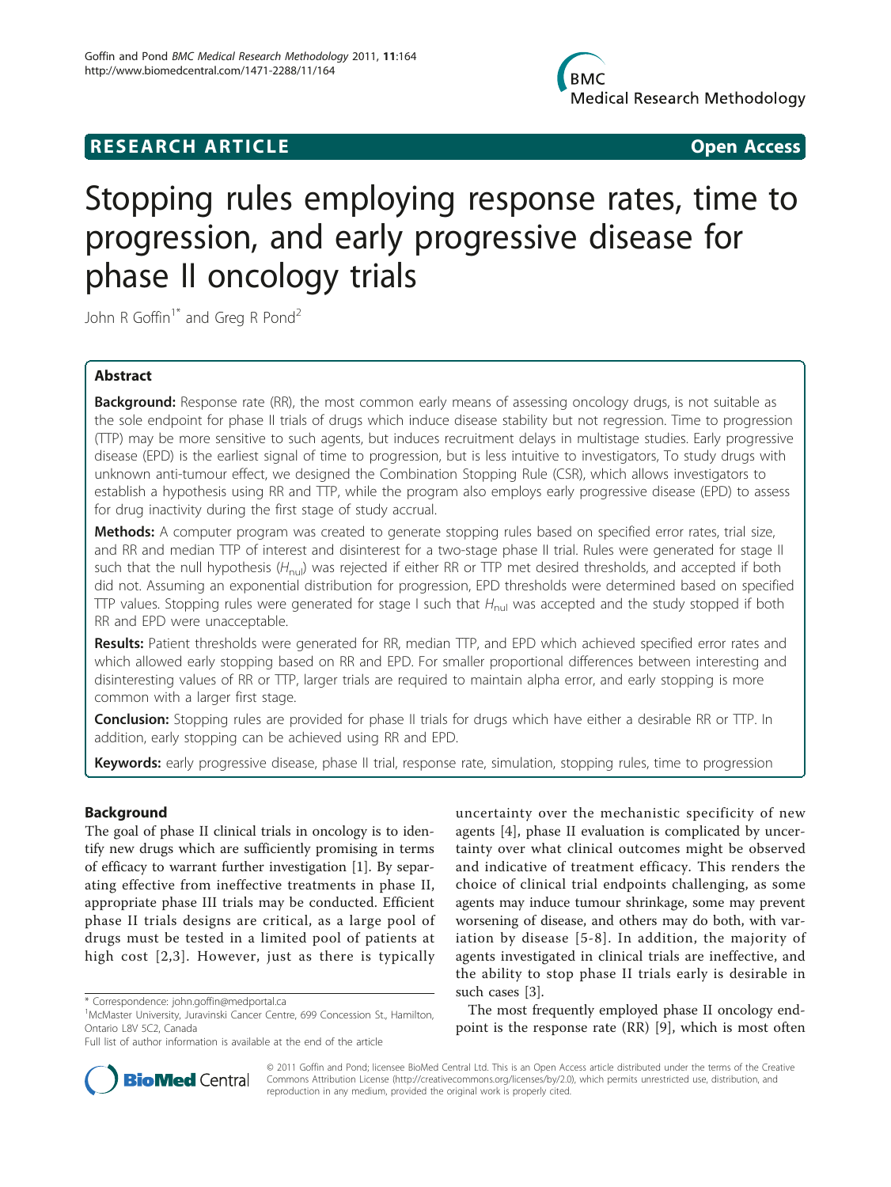**RESEARCH ARTICLE** **Open Access**

# Stopping rules employing response rates, time to progression, and early progressive disease for phase II oncology trials

John R Goffin[1*] and Greg R Pond[2]

## Abstract

**Background:** Response rate (RR), the most common early means of assessing oncology drugs, is not suitable as the sole endpoint for phase II trials of drugs which induce disease stability but not regression. Time to progression (TTP) may be more sensitive to such agents, but induces recruitment delays in multistage studies. Early progressive disease (EPD) is the earliest signal of time to progression, but is less intuitive to investigators, To study drugs with unknown anti-tumour effect, we designed the Combination Stopping Rule (CSR), which allows investigators to establish a hypothesis using RR and TTP, while the program also employs early progressive disease (EPD) to assess for drug inactivity during the first stage of study accrual.

**Methods:** A computer program was created to generate stopping rules based on specified error rates, trial size, and RR and median TTP of interest and disinterest for a two-stage phase II trial. Rules were generated for stage II such that the null hypothesis ($H_{null}$) was rejected if either RR or TTP met desired thresholds, and accepted if both did not. Assuming an exponential distribution for progression, EPD thresholds were determined based on specified TTP values. Stopping rules were generated for stage I such that $H_{null}$ was accepted and the study stopped if both RR and EPD were unacceptable.

**Results:** Patient thresholds were generated for RR, median TTP, and EPD which achieved specified error rates and which allowed early stopping based on RR and EPD. For smaller proportional differences between interesting and disinteresting values of RR or TTP, larger trials are required to maintain alpha error, and early stopping is more common with a larger first stage.

**Conclusion:** Stopping rules are provided for phase II trials for drugs which have either a desirable RR or TTP. In addition, early stopping can be achieved using RR and EPD.

**Keywords:** early progressive disease, phase II trial, response rate, simulation, stopping rules, time to progression

## Background

The goal of phase II clinical trials in oncology is to identify new drugs which are sufficiently promising in terms of efficacy to warrant further investigation [1]. By separating effective from ineffective treatments in phase II, appropriate phase III trials may be conducted. Efficient phase II trials designs are critical, as a large pool of drugs must be tested in a limited pool of patients at high cost [2,3]. However, just as there is typically uncertainty over the mechanistic specificity of new agents [4], phase II evaluation is complicated by uncertainty over what clinical outcomes might be observed and indicative of treatment efficacy. This renders the choice of clinical trial endpoints challenging, as some agents may induce tumour shrinkage, some may prevent worsening of disease, and others may do both, with variation by disease [5-8]. In addition, the majority of agents investigated in clinical trials are ineffective, and the ability to stop phase II trials early is desirable in such cases [3].

The most frequently employed phase II oncology endpoint is the response rate (RR) [9], which is most often

\* Correspondence: john.goffin@medportal.ca

[1]McMaster University, Juravinski Cancer Centre, 699 Concession St., Hamilton, Ontario L8V 5C2, Canada

Full list of author information is available at the end of the article

© 2011 Goffin and Pond; licensee BioMed Central Ltd. This is an Open Access article distributed under the terms of the Creative Commons Attribution License (http://creativecommons.org/licenses/by/2.0), which permits unrestricted use, distribution, and reproduction in any medium, provided the original work is properly cited.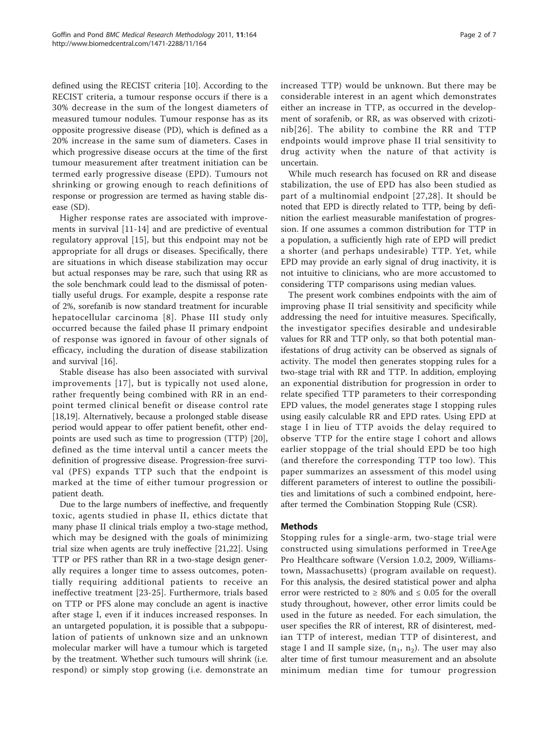defined using the RECIST criteria [10]. According to the RECIST criteria, a tumour response occurs if there is a 30% decrease in the sum of the longest diameters of measured tumour nodules. Tumour response has as its opposite progressive disease (PD), which is defined as a 20% increase in the same sum of diameters. Cases in which progressive disease occurs at the time of the first tumour measurement after treatment initiation can be termed early progressive disease (EPD). Tumours not shrinking or growing enough to reach definitions of response or progression are termed as having stable disease (SD).

Higher response rates are associated with improvements in survival [11-14] and are predictive of eventual regulatory approval [15], but this endpoint may not be appropriate for all drugs or diseases. Specifically, there are situations in which disease stabilization may occur but actual responses may be rare, such that using RR as the sole benchmark could lead to the dismissal of potentially useful drugs. For example, despite a response rate of 2%, sorefanib is now standard treatment for incurable hepatocellular carcinoma [8]. Phase III study only occurred because the failed phase II primary endpoint of response was ignored in favour of other signals of efficacy, including the duration of disease stabilization and survival [16].

Stable disease has also been associated with survival improvements [17], but is typically not used alone, rather frequently being combined with RR in an endpoint termed clinical benefit or disease control rate [18,19]. Alternatively, because a prolonged stable disease period would appear to offer patient benefit, other endpoints are used such as time to progression (TTP) [20], defined as the time interval until a cancer meets the definition of progressive disease. Progression-free survival (PFS) expands TTP such that the endpoint is marked at the time of either tumour progression or patient death.

Due to the large numbers of ineffective, and frequently toxic, agents studied in phase II, ethics dictate that many phase II clinical trials employ a two-stage method, which may be designed with the goals of minimizing trial size when agents are truly ineffective [21,22]. Using TTP or PFS rather than RR in a two-stage design generally requires a longer time to assess outcomes, potentially requiring additional patients to receive an ineffective treatment [23-25]. Furthermore, trials based on TTP or PFS alone may conclude an agent is inactive after stage I, even if it induces increased responses. In an untargeted population, it is possible that a subpopulation of patients of unknown size and an unknown molecular marker will have a tumour which is targeted by the treatment. Whether such tumours will shrink (i.e. respond) or simply stop growing (i.e. demonstrate an increased TTP) would be unknown. But there may be considerable interest in an agent which demonstrates either an increase in TTP, as occurred in the development of sorafenib, or RR, as was observed with crizotinib[26]. The ability to combine the RR and TTP endpoints would improve phase II trial sensitivity to drug activity when the nature of that activity is uncertain.

While much research has focused on RR and disease stabilization, the use of EPD has also been studied as part of a multinomial endpoint [27,28]. It should be noted that EPD is directly related to TTP, being by definition the earliest measurable manifestation of progression. If one assumes a common distribution for TTP in a population, a sufficiently high rate of EPD will predict a shorter (and perhaps undesirable) TTP. Yet, while EPD may provide an early signal of drug inactivity, it is not intuitive to clinicians, who are more accustomed to considering TTP comparisons using median values.

The present work combines endpoints with the aim of improving phase II trial sensitivity and specificity while addressing the need for intuitive measures. Specifically, the investigator specifies desirable and undesirable values for RR and TTP only, so that both potential manifestations of drug activity can be observed as signals of activity. The model then generates stopping rules for a two-stage trial with RR and TTP. In addition, employing an exponential distribution for progression in order to relate specified TTP parameters to their corresponding EPD values, the model generates stage I stopping rules using easily calculable RR and EPD rates. Using EPD at stage I in lieu of TTP avoids the delay required to observe TTP for the entire stage I cohort and allows earlier stoppage of the trial should EPD be too high (and therefore the corresponding TTP too low). This paper summarizes an assessment of this model using different parameters of interest to outline the possibilities and limitations of such a combined endpoint, hereafter termed the Combination Stopping Rule (CSR).

## Methods

Stopping rules for a single-arm, two-stage trial were constructed using simulations performed in TreeAge Pro Healthcare software (Version 1.0.2, 2009, Williamstown, Massachusetts) (program available on request). For this analysis, the desired statistical power and alpha error were restricted to ≥ 80% and ≤ 0.05 for the overall study throughout, however, other error limits could be used in the future as needed. For each simulation, the user specifies the RR of interest, RR of disinterest, median TTP of interest, median TTP of disinterest, and stage I and II sample size, ($n_1$, $n_2$). The user may also alter time of first tumour measurement and an absolute minimum median time for tumour progression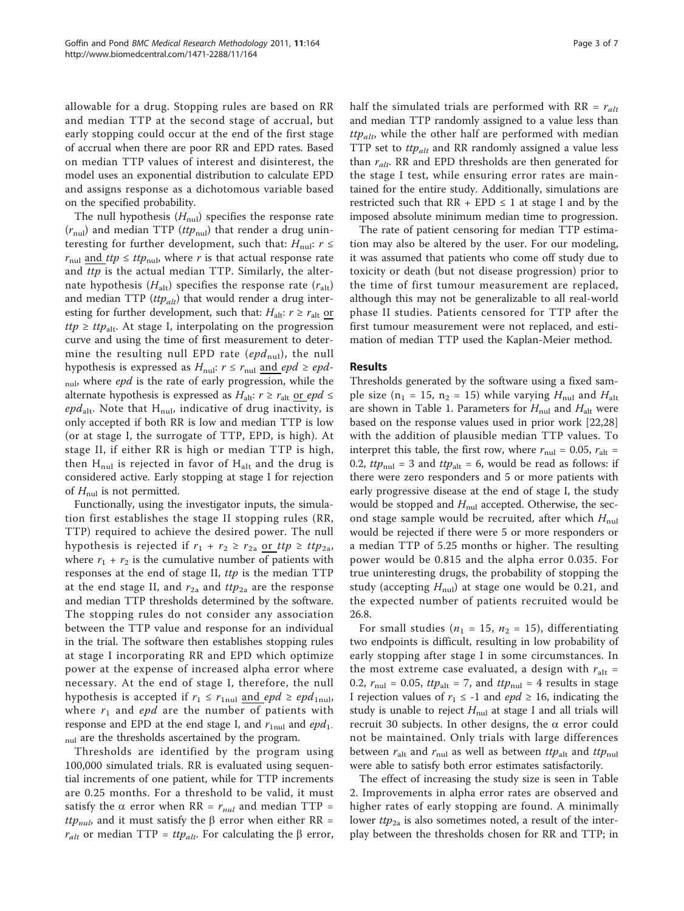allowable for a drug. Stopping rules are based on RR and median TTP at the second stage of accrual, but early stopping could occur at the end of the first stage of accrual when there are poor RR and EPD rates. Based on median TTP values of interest and disinterest, the model uses an exponential distribution to calculate EPD and assigns response as a dichotomous variable based on the specified probability.

The null hypothesis ($H_{\text{nul}}$) specifies the response rate ($r_{\text{nul}}$) and median TTP ($ttp_{\text{nul}}$) that render a drug uninteresting for further development, such that: $H_{\text{nul}}$: $r \leq r_{\text{nul}}$ <u>and</u> $ttp \leq ttp_{\text{nul}}$, where $r$ is that actual response rate and $ttp$ is the actual median TTP. Similarly, the alternate hypothesis ($H_{\text{alt}}$) specifies the response rate ($r_{\text{alt}}$) and median TTP ($ttp_{alt}$) that would render a drug interesting for further development, such that: $H_{\text{alt}}$: $r \geq r_{\text{alt}}$ <u>or</u> $ttp \geq ttp_{\text{alt}}$. At stage I, interpolating on the progression curve and using the time of first measurement to determine the resulting null EPD rate ($epd_{\text{nul}}$), the null hypothesis is expressed as $H_{\text{nul}}$: $r \leq r_{\text{nul}}$ <u>and</u> $epd \geq epd_{\text{nul}}$, where $epd$ is the rate of early progression, while the alternate hypothesis is expressed as $H_{\text{alt}}$: $r \geq r_{\text{alt}}$ <u>or</u> $epd \leq epd_{\text{alt}}$. Note that $H_{\text{nul}}$, indicative of drug inactivity, is only accepted if both RR is low and median TTP is low (or at stage I, the surrogate of TTP, EPD, is high). At stage II, if either RR is high or median TTP is high, then $H_{\text{nul}}$ is rejected in favor of $H_{\text{alt}}$ and the drug is considered active. Early stopping at stage I for rejection of $H_{nul}$ is not permitted.

Functionally, using the investigator inputs, the simulation first establishes the stage II stopping rules (RR, TTP) required to achieve the desired power. The null hypothesis is rejected if $r_1 + r_2 \geq r_{2\text{a}}$ <u>or</u> $ttp \geq ttp_{2\text{a}}$, where $r_1 + r_2$ is the cumulative number of patients with responses at the end of stage II, $ttp$ is the median TTP at the end stage II, and $r_{2\text{a}}$ and $ttp_{2\text{a}}$ are the response and median TTP thresholds determined by the software. The stopping rules do not consider any association between the TTP value and response for an individual in the trial. The software then establishes stopping rules at stage I incorporating RR and EPD which optimize power at the expense of increased alpha error where necessary. At the end of stage I, therefore, the null hypothesis is accepted if $r_1 \leq r_{1\text{nul}}$ <u>and</u> $epd \geq epd_{1\text{nul}}$, where $r_1$ and $epd$ are the number of patients with response and EPD at the end stage I, and $r_{1\text{nul}}$ and $epd_{1\text{nul}}$ are the thresholds ascertained by the program.

Thresholds are identified by the program using 100,000 simulated trials. RR is evaluated using sequential increments of one patient, while for TTP increments are 0.25 months. For a threshold to be valid, it must satisfy the α error when RR = $r_{nul}$ and median TTP = $ttp_{nul}$, and it must satisfy the β error when either RR = $r_{alt}$ or median TTP = $ttp_{alt}$. For calculating the β error, half the simulated trials are performed with RR = $r_{alt}$ and median TTP randomly assigned to a value less than $ttp_{alt}$, while the other half are performed with median TTP set to $ttp_{alt}$ and RR randomly assigned a value less than $r_{alt}$. RR and EPD thresholds are then generated for the stage I test, while ensuring error rates are maintained for the entire study. Additionally, simulations are restricted such that RR + EPD ≤ 1 at stage I and by the imposed absolute minimum median time to progression.

The rate of patient censoring for median TTP estimation may also be altered by the user. For our modeling, it was assumed that patients who come off study due to toxicity or death (but not disease progression) prior to the time of first tumour measurement are replaced, although this may not be generalizable to all real-world phase II studies. Patients censored for TTP after the first tumour measurement were not replaced, and estimation of median TTP used the Kaplan-Meier method.

## Results

Thresholds generated by the software using a fixed sample size ($n_1 = 15$, $n_2 = 15$) while varying $H_{\text{nul}}$ and $H_{\text{alt}}$ are shown in Table 1. Parameters for $H_{\text{nul}}$ and $H_{\text{alt}}$ were based on the response values used in prior work [22,28] with the addition of plausible median TTP values. To interpret this table, the first row, where $r_{\text{nul}} = 0.05$, $r_{\text{alt}} = 0.2$, $ttp_{\text{nul}} = 3$ and $ttp_{\text{alt}} = 6$, would be read as follows: if there were zero responders and 5 or more patients with early progressive disease at the end of stage I, the study would be stopped and $H_{\text{nul}}$ accepted. Otherwise, the second stage sample would be recruited, after which $H_{\text{nul}}$ would be rejected if there were 5 or more responders or a median TTP of 5.25 months or higher. The resulting power would be 0.815 and the alpha error 0.035. For true uninteresting drugs, the probability of stopping the study (accepting $H_{\text{nul}}$) at stage one would be 0.21, and the expected number of patients recruited would be 26.8.

For small studies ($n_1 = 15$, $n_2 = 15$), differentiating two endpoints is difficult, resulting in low probability of early stopping after stage I in some circumstances. In the most extreme case evaluated, a design with $r_{\text{alt}} = 0.2$, $r_{\text{nul}} = 0.05$, $ttp_{\text{alt}} = 7$, and $ttp_{\text{nul}} = 4$ results in stage I rejection values of $r_1 \leq -1$ and $epd \geq 16$, indicating the study is unable to reject $H_{\text{nul}}$ at stage I and all trials will recruit 30 subjects. In other designs, the α error could not be maintained. Only trials with large differences between $r_{\text{alt}}$ and $r_{\text{nul}}$ as well as between $ttp_{\text{alt}}$ and $ttp_{\text{nul}}$ were able to satisfy both error estimates satisfactorily.

The effect of increasing the study size is seen in Table 2. Improvements in alpha error rates are observed and higher rates of early stopping are found. A minimally lower $ttp_{2\text{a}}$ is also sometimes noted, a result of the interplay between the thresholds chosen for RR and TTP; in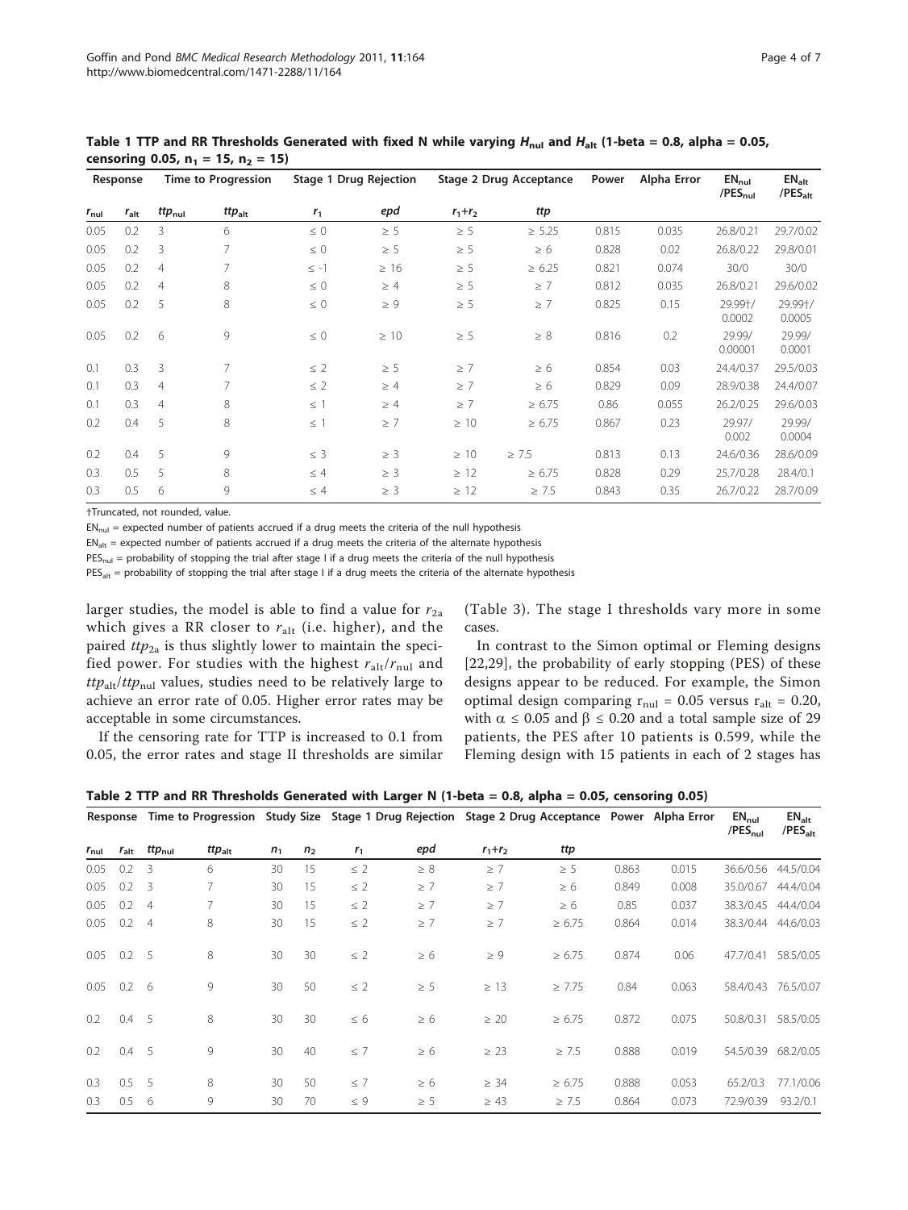**Table 1 TTP and RR Thresholds Generated with fixed N while varying $H_{nul}$ and $H_{alt}$ (1-beta = 0.8, alpha = 0.05, censoring 0.05, $n_1$ = 15, $n_2$ = 15)**

| Response | | Time to Progression | | Stage 1 Drug Rejection | | Stage 2 Drug Acceptance | | Power | Alpha Error | $EN_{nul}$ /$PES_{nul}$ | $EN_{alt}$ /$PES_{alt}$ |
|---|---|---|---|---|---|---|---|---|---|---|---|
| $r_{nul}$ | $r_{alt}$ | $ttp_{nul}$ | $ttp_{alt}$ | $r_1$ | *epd* | $r_1$+$r_2$ | *ttp* | | | | |
| 0.05 | 0.2 | 3 | 6 | ≤ 0 | ≥ 5 | ≥ 5 | ≥ 5.25 | 0.815 | 0.035 | 26.8/0.21 | 29.7/0.02 |
| 0.05 | 0.2 | 3 | 7 | ≤ 0 | ≥ 5 | ≥ 5 | ≥ 6 | 0.828 | 0.02 | 26.8/0.22 | 29.8/0.01 |
| 0.05 | 0.2 | 4 | 7 | ≤ -1 | ≥ 16 | ≥ 5 | ≥ 6.25 | 0.821 | 0.074 | 30/0 | 30/0 |
| 0.05 | 0.2 | 4 | 8 | ≤ 0 | ≥ 4 | ≥ 5 | ≥ 7 | 0.812 | 0.035 | 26.8/0.21 | 29.6/0.02 |
| 0.05 | 0.2 | 5 | 8 | ≤ 0 | ≥ 9 | ≥ 5 | ≥ 7 | 0.825 | 0.15 | 29.99†/ 0.0002 | 29.99†/ 0.0005 |
| 0.05 | 0.2 | 6 | 9 | ≤ 0 | ≥ 10 | ≥ 5 | ≥ 8 | 0.816 | 0.2 | 29.99/ 0.00001 | 29.99/ 0.0001 |
| 0.1 | 0.3 | 3 | 7 | ≤ 2 | ≥ 5 | ≥ 7 | ≥ 6 | 0.854 | 0.03 | 24.4/0.37 | 29.5/0.03 |
| 0.1 | 0.3 | 4 | 7 | ≤ 2 | ≥ 4 | ≥ 7 | ≥ 6 | 0.829 | 0.09 | 28.9/0.38 | 24.4/0.07 |
| 0.1 | 0.3 | 4 | 8 | ≤ 1 | ≥ 4 | ≥ 7 | ≥ 6.75 | 0.86 | 0.055 | 26.2/0.25 | 29.6/0.03 |
| 0.2 | 0.4 | 5 | 8 | ≤ 1 | ≥ 7 | ≥ 10 | ≥ 6.75 | 0.867 | 0.23 | 29.97/ 0.002 | 29.99/ 0.0004 |
| 0.2 | 0.4 | 5 | 9 | ≤ 3 | ≥ 3 | ≥ 10 | ≥ 7.5 | 0.813 | 0.13 | 24.6/0.36 | 28.6/0.09 |
| 0.3 | 0.5 | 5 | 8 | ≤ 4 | ≥ 3 | ≥ 12 | ≥ 6.75 | 0.828 | 0.29 | 25.7/0.28 | 28.4/0.1 |
| 0.3 | 0.5 | 6 | 9 | ≤ 4 | ≥ 3 | ≥ 12 | ≥ 7.5 | 0.843 | 0.35 | 26.7/0.22 | 28.7/0.09 |

†Truncated, not rounded, value.

$EN_{nul}$ = expected number of patients accrued if a drug meets the criteria of the null hypothesis

$EN_{alt}$ = expected number of patients accrued if a drug meets the criteria of the alternate hypothesis

$PES_{nul}$ = probability of stopping the trial after stage I if a drug meets the criteria of the null hypothesis

$PES_{alt}$ = probability of stopping the trial after stage I if a drug meets the criteria of the alternate hypothesis

larger studies, the model is able to find a value for $r_{2a}$ which gives a RR closer to $r_{alt}$ (i.e. higher), and the paired $ttp_{2a}$ is thus slightly lower to maintain the specified power. For studies with the highest $r_{alt}/r_{nul}$ and $ttp_{alt}/ttp_{nul}$ values, studies need to be relatively large to achieve an error rate of 0.05. Higher error rates may be acceptable in some circumstances.

If the censoring rate for TTP is increased to 0.1 from 0.05, the error rates and stage II thresholds are similar (Table 3). The stage I thresholds vary more in some cases.

In contrast to the Simon optimal or Fleming designs [22,29], the probability of early stopping (PES) of these designs appear to be reduced. For example, the Simon optimal design comparing $r_{nul}$ = 0.05 versus $r_{alt}$ = 0.20, with $\alpha \leq 0.05$ and $\beta \leq 0.20$ and a total sample size of 29 patients, the PES after 10 patients is 0.599, while the Fleming design with 15 patients in each of 2 stages has

**Table 2 TTP and RR Thresholds Generated with Larger N (1-beta = 0.8, alpha = 0.05, censoring 0.05)**

| Response | | Time to Progression | | Study Size | | Stage 1 Drug Rejection | | Stage 2 Drug Acceptance | | Power | Alpha Error | $EN_{nul}$ /$PES_{nul}$ | $EN_{alt}$ /$PES_{alt}$ |
|---|---|---|---|---|---|---|---|---|---|---|---|---|---|
| $r_{nul}$ | $r_{alt}$ | $ttp_{nul}$ | $ttp_{alt}$ | $n_1$ | $n_2$ | $r_1$ | *epd* | $r_1$+$r_2$ | *ttp* | | | | |
| 0.05 | 0.2 | 3 | 6 | 30 | 15 | ≤ 2 | ≥ 8 | ≥ 7 | ≥ 5 | 0.863 | 0.015 | 36.6/0.56 | 44.5/0.04 |
| 0.05 | 0.2 | 3 | 7 | 30 | 15 | ≤ 2 | ≥ 7 | ≥ 7 | ≥ 6 | 0.849 | 0.008 | 35.0/0.67 | 44.4/0.04 |
| 0.05 | 0.2 | 4 | 7 | 30 | 15 | ≤ 2 | ≥ 7 | ≥ 7 | ≥ 6 | 0.85 | 0.037 | 38.3/0.45 | 44.4/0.04 |
| 0.05 | 0.2 | 4 | 8 | 30 | 15 | ≤ 2 | ≥ 7 | ≥ 7 | ≥ 6.75 | 0.864 | 0.014 | 38.3/0.44 | 44.6/0.03 |
| 0.05 | 0.2 | 5 | 8 | 30 | 30 | ≤ 2 | ≥ 6 | ≥ 9 | ≥ 6.75 | 0.874 | 0.06 | 47.7/0.41 | 58.5/0.05 |
| 0.05 | 0.2 | 6 | 9 | 30 | 50 | ≤ 2 | ≥ 5 | ≥ 13 | ≥ 7.75 | 0.84 | 0.063 | 58.4/0.43 | 76.5/0.07 |
| 0.2 | 0.4 | 5 | 8 | 30 | 30 | ≤ 6 | ≥ 6 | ≥ 20 | ≥ 6.75 | 0.872 | 0.075 | 50.8/0.31 | 58.5/0.05 |
| 0.2 | 0.4 | 5 | 9 | 30 | 40 | ≤ 7 | ≥ 6 | ≥ 23 | ≥ 7.5 | 0.888 | 0.019 | 54.5/0.39 | 68.2/0.05 |
| 0.3 | 0.5 | 5 | 8 | 30 | 50 | ≤ 7 | ≥ 6 | ≥ 34 | ≥ 6.75 | 0.888 | 0.053 | 65.2/0.3 | 77.1/0.06 |
| 0.3 | 0.5 | 6 | 9 | 30 | 70 | ≤ 9 | ≥ 5 | ≥ 43 | ≥ 7.5 | 0.864 | 0.073 | 72.9/0.39 | 93.2/0.1 |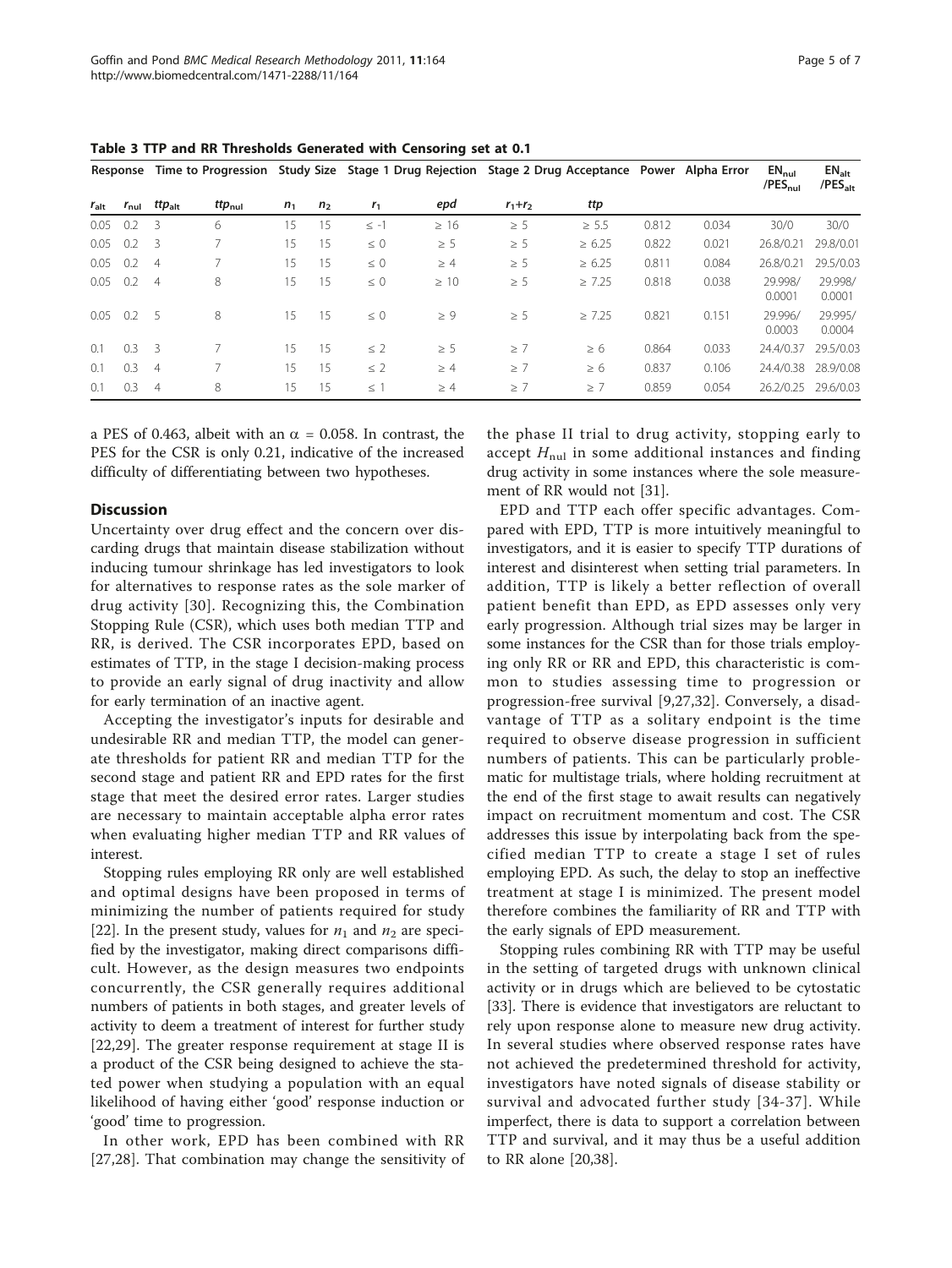**Table 3 TTP and RR Thresholds Generated with Censoring set at 0.1**

| Response | | Time to Progression | | Study Size | | Stage 1 Drug Rejection | | Stage 2 Drug Acceptance | | Power | Alpha Error | $EN_{nul}$ /$PES_{nul}$ | $EN_{alt}$ /$PES_{alt}$ |
|---|---|---|---|---|---|---|---|---|---|---|---|---|---|
| $r_{alt}$ | $r_{nul}$ | $ttp_{alt}$ | $ttp_{nul}$ | $n_1$ | $n_2$ | $r_1$ | *epd* | $r_1$+$r_2$ | *ttp* | | | | |
| 0.05 | 0.2 | 3 | 6 | 15 | 15 | ≤ -1 | ≥ 16 | ≥ 5 | ≥ 5.5 | 0.812 | 0.034 | 30/0 | 30/0 |
| 0.05 | 0.2 | 3 | 7 | 15 | 15 | ≤ 0 | ≥ 5 | ≥ 5 | ≥ 6.25 | 0.822 | 0.021 | 26.8/0.21 | 29.8/0.01 |
| 0.05 | 0.2 | 4 | 7 | 15 | 15 | ≤ 0 | ≥ 4 | ≥ 5 | ≥ 6.25 | 0.811 | 0.084 | 26.8/0.21 | 29.5/0.03 |
| 0.05 | 0.2 | 4 | 8 | 15 | 15 | ≤ 0 | ≥ 10 | ≥ 5 | ≥ 7.25 | 0.818 | 0.038 | 29.998/ 0.0001 | 29.998/ 0.0001 |
| 0.05 | 0.2 | 5 | 8 | 15 | 15 | ≤ 0 | ≥ 9 | ≥ 5 | ≥ 7.25 | 0.821 | 0.151 | 29.996/ 0.0003 | 29.995/ 0.0004 |
| 0.1 | 0.3 | 3 | 7 | 15 | 15 | ≤ 2 | ≥ 5 | ≥ 7 | ≥ 6 | 0.864 | 0.033 | 24.4/0.37 | 29.5/0.03 |
| 0.1 | 0.3 | 4 | 7 | 15 | 15 | ≤ 2 | ≥ 4 | ≥ 7 | ≥ 6 | 0.837 | 0.106 | 24.4/0.38 | 28.9/0.08 |
| 0.1 | 0.3 | 4 | 8 | 15 | 15 | ≤ 1 | ≥ 4 | ≥ 7 | ≥ 7 | 0.859 | 0.054 | 26.2/0.25 | 29.6/0.03 |

a PES of 0.463, albeit with an $\alpha$ = 0.058. In contrast, the PES for the CSR is only 0.21, indicative of the increased difficulty of differentiating between two hypotheses.

## Discussion

Uncertainty over drug effect and the concern over discarding drugs that maintain disease stabilization without inducing tumour shrinkage has led investigators to look for alternatives to response rates as the sole marker of drug activity [30]. Recognizing this, the Combination Stopping Rule (CSR), which uses both median TTP and RR, is derived. The CSR incorporates EPD, based on estimates of TTP, in the stage I decision-making process to provide an early signal of drug inactivity and allow for early termination of an inactive agent.

Accepting the investigator's inputs for desirable and undesirable RR and median TTP, the model can generate thresholds for patient RR and median TTP for the second stage and patient RR and EPD rates for the first stage that meet the desired error rates. Larger studies are necessary to maintain acceptable alpha error rates when evaluating higher median TTP and RR values of interest.

Stopping rules employing RR only are well established and optimal designs have been proposed in terms of minimizing the number of patients required for study [22]. In the present study, values for $n_1$ and $n_2$ are specified by the investigator, making direct comparisons difficult. However, as the design measures two endpoints concurrently, the CSR generally requires additional numbers of patients in both stages, and greater levels of activity to deem a treatment of interest for further study [22,29]. The greater response requirement at stage II is a product of the CSR being designed to achieve the stated power when studying a population with an equal likelihood of having either 'good' response induction or 'good' time to progression.

In other work, EPD has been combined with RR [27,28]. That combination may change the sensitivity of the phase II trial to drug activity, stopping early to accept $H_{nul}$ in some additional instances and finding drug activity in some instances where the sole measurement of RR would not [31].

EPD and TTP each offer specific advantages. Compared with EPD, TTP is more intuitively meaningful to investigators, and it is easier to specify TTP durations of interest and disinterest when setting trial parameters. In addition, TTP is likely a better reflection of overall patient benefit than EPD, as EPD assesses only very early progression. Although trial sizes may be larger in some instances for the CSR than for those trials employing only RR or RR and EPD, this characteristic is common to studies assessing time to progression or progression-free survival [9,27,32]. Conversely, a disadvantage of TTP as a solitary endpoint is the time required to observe disease progression in sufficient numbers of patients. This can be particularly problematic for multistage trials, where holding recruitment at the end of the first stage to await results can negatively impact on recruitment momentum and cost. The CSR addresses this issue by interpolating back from the specified median TTP to create a stage I set of rules employing EPD. As such, the delay to stop an ineffective treatment at stage I is minimized. The present model therefore combines the familiarity of RR and TTP with the early signals of EPD measurement.

Stopping rules combining RR with TTP may be useful in the setting of targeted drugs with unknown clinical activity or in drugs which are believed to be cytostatic [33]. There is evidence that investigators are reluctant to rely upon response alone to measure new drug activity. In several studies where observed response rates have not achieved the predetermined threshold for activity, investigators have noted signals of disease stability or survival and advocated further study [34-37]. While imperfect, there is data to support a correlation between TTP and survival, and it may thus be a useful addition to RR alone [20,38].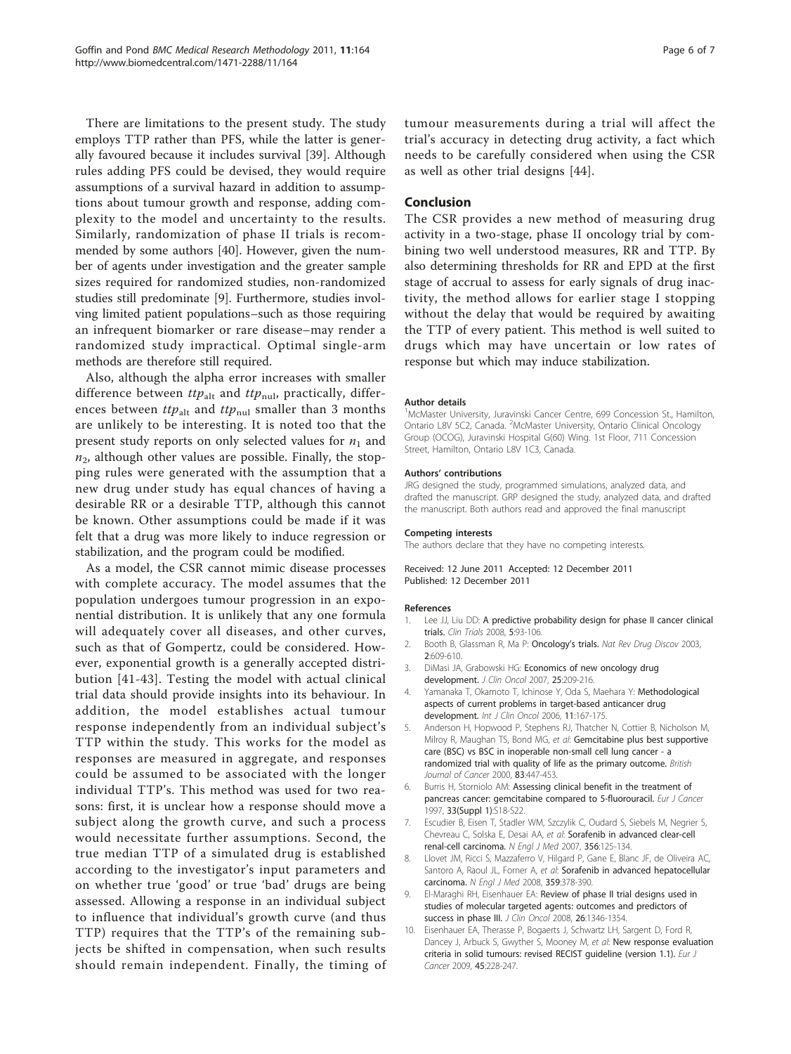There are limitations to the present study. The study employs TTP rather than PFS, while the latter is generally favoured because it includes survival [39]. Although rules adding PFS could be devised, they would require assumptions of a survival hazard in addition to assumptions about tumour growth and response, adding complexity to the model and uncertainty to the results. Similarly, randomization of phase II trials is recommended by some authors [40]. However, given the number of agents under investigation and the greater sample sizes required for randomized studies, non-randomized studies still predominate [9]. Furthermore, studies involving limited patient populations–such as those requiring an infrequent biomarker or rare disease–may render a randomized study impractical. Optimal single-arm methods are therefore still required.

Also, although the alpha error increases with smaller difference between $ttp_{alt}$ and $ttp_{nul}$, practically, differences between $ttp_{alt}$ and $ttp_{nul}$ smaller than 3 months are unlikely to be interesting. It is noted too that the present study reports on only selected values for $n_1$ and $n_2$, although other values are possible. Finally, the stopping rules were generated with the assumption that a new drug under study has equal chances of having a desirable RR or a desirable TTP, although this cannot be known. Other assumptions could be made if it was felt that a drug was more likely to induce regression or stabilization, and the program could be modified.

As a model, the CSR cannot mimic disease processes with complete accuracy. The model assumes that the population undergoes tumour progression in an exponential distribution. It is unlikely that any one formula will adequately cover all diseases, and other curves, such as that of Gompertz, could be considered. However, exponential growth is a generally accepted distribution [41-43]. Testing the model with actual clinical trial data should provide insights into its behaviour. In addition, the model establishes actual tumour response independently from an individual subject's TTP within the study. This works for the model as responses are measured in aggregate, and responses could be assumed to be associated with the longer individual TTP's. This method was used for two reasons: first, it is unclear how a response should move a subject along the growth curve, and such a process would necessitate further assumptions. Second, the true median TTP of a simulated drug is established according to the investigator's input parameters and on whether true 'good' or true 'bad' drugs are being assessed. Allowing a response in an individual subject to influence that individual's growth curve (and thus TTP) requires that the TTP's of the remaining subjects be shifted in compensation, when such results should remain independent. Finally, the timing of tumour measurements during a trial will affect the trial's accuracy in detecting drug activity, a fact which needs to be carefully considered when using the CSR as well as other trial designs [44].

## Conclusion

The CSR provides a new method of measuring drug activity in a two-stage, phase II oncology trial by combining two well understood measures, RR and TTP. By also determining thresholds for RR and EPD at the first stage of accrual to assess for early signals of drug inactivity, the method allows for earlier stage I stopping without the delay that would be required by awaiting the TTP of every patient. This method is well suited to drugs which may have uncertain or low rates of response but which may induce stabilization.

#### Author details

[1]McMaster University, Juravinski Cancer Centre, 699 Concession St., Hamilton, Ontario L8V 5C2, Canada. [2]McMaster University, Ontario Clinical Oncology Group (OCOG), Juravinski Hospital G(60) Wing. 1st Floor, 711 Concession Street, Hamilton, Ontario L8V 1C3, Canada.

#### Authors' contributions

JRG designed the study, programmed simulations, analyzed data, and drafted the manuscript. GRP designed the study, analyzed data, and drafted the manuscript. Both authors read and approved the final manuscript

#### Competing interests

The authors declare that they have no competing interests.

Received: 12 June 2011 Accepted: 12 December 2011
Published: 12 December 2011

#### References

1. Lee JJ, Liu DD: A predictive probability design for phase II cancer clinical trials. *Clin Trials* 2008, **5**:93-106.
2. Booth B, Glassman R, Ma P: Oncology's trials. *Nat Rev Drug Discov* 2003, **2**:609-610.
3. DiMasi JA, Grabowski HG: Economics of new oncology drug development. *J Clin Oncol* 2007, **25**:209-216.
4. Yamanaka T, Okamoto T, Ichinose Y, Oda S, Maehara Y: Methodological aspects of current problems in target-based anticancer drug development. *Int J Clin Oncol* 2006, **11**:167-175.
5. Anderson H, Hopwood P, Stephens RJ, Thatcher N, Cottier B, Nicholson M, Milroy R, Maughan TS, Bond MG, *et al*: Gemcitabine plus best supportive care (BSC) vs BSC in inoperable non-small cell lung cancer - a randomized trial with quality of life as the primary outcome. *British Journal of Cancer* 2000, **83**:447-453.
6. Burris H, Storniolo AM: Assessing clinical benefit in the treatment of pancreas cancer: gemcitabine compared to 5-fluorouracil. *Eur J Cancer* 1997, **33(Suppl 1)**:S18-S22.
7. Escudier B, Eisen T, Stadler WM, Szczylik C, Oudard S, Siebels M, Negrier S, Chevreau C, Solska E, Desai AA, *et al*: Sorafenib in advanced clear-cell renal-cell carcinoma. *N Engl J Med* 2007, **356**:125-134.
8. Llovet JM, Ricci S, Mazzaferro V, Hilgard P, Gane E, Blanc JF, de Oliveira AC, Santoro A, Raoul JL, Forner A, *et al*: Sorafenib in advanced hepatocellular carcinoma. *N Engl J Med* 2008, **359**:378-390.
9. El-Maraghi RH, Eisenhauer EA: Review of phase II trial designs used in studies of molecular targeted agents: outcomes and predictors of success in phase III. *J Clin Oncol* 2008, **26**:1346-1354.
10. Eisenhauer EA, Therasse P, Bogaerts J, Schwartz LH, Sargent D, Ford R, Dancey J, Arbuck S, Gwyther S, Mooney M, *et al*: New response evaluation criteria in solid tumours: revised RECIST guideline (version 1.1). *Eur J Cancer* 2009, **45**:228-247.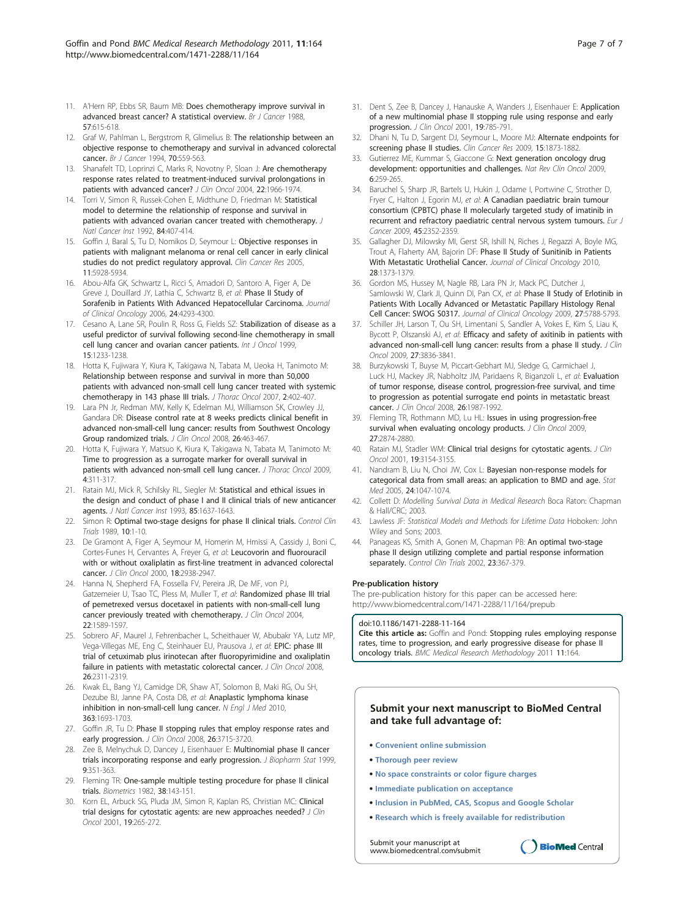11. A'Hern RP, Ebbs SR, Baum MB: **Does chemotherapy improve survival in advanced breast cancer? A statistical overview.** *Br J Cancer* 1988, **57**:615-618.
12. Graf W, Pahlman L, Bergstrom R, Glimelius B: **The relationship between an objective response to chemotherapy and survival in advanced colorectal cancer.** *Br J Cancer* 1994, **70**:559-563.
13. Shanafelt TD, Loprinzi C, Marks R, Novotny P, Sloan J: **Are chemotherapy response rates related to treatment-induced survival prolongations in patients with advanced cancer?** *J Clin Oncol* 2004, **22**:1966-1974.
14. Torri V, Simon R, Russek-Cohen E, Midthune D, Friedman M: **Statistical model to determine the relationship of response and survival in patients with advanced ovarian cancer treated with chemotherapy.** *J Natl Cancer Inst* 1992, **84**:407-414.
15. Goffin J, Baral S, Tu D, Nomikos D, Seymour L: **Objective responses in patients with malignant melanoma or renal cell cancer in early clinical studies do not predict regulatory approval.** *Clin Cancer Res* 2005, **11**:5928-5934.
16. Abou-Alfa GK, Schwartz L, Ricci S, Amadori D, Santoro A, Figer A, De Greve J, Douillard JY, Lathia C, Schwartz B, *et al*: **Phase II Study of Sorafenib in Patients With Advanced Hepatocellular Carcinoma.** *Journal of Clinical Oncology* 2006, **24**:4293-4300.
17. Cesano A, Lane SR, Poulin R, Ross G, Fields SZ: **Stabilization of disease as a useful predictor of survival following second-line chemotherapy in small cell lung cancer and ovarian cancer patients.** *Int J Oncol* 1999, **15**:1233-1238.
18. Hotta K, Fujiwara Y, Kiura K, Takigawa N, Tabata M, Ueoka H, Tanimoto M: **Relationship between response and survival in more than 50,000 patients with advanced non-small cell lung cancer treated with systemic chemotherapy in 143 phase III trials.** *J Thorac Oncol* 2007, **2**:402-407.
19. Lara PN Jr, Redman MW, Kelly K, Edelman MJ, Williamson SK, Crowley JJ, Gandara DR: **Disease control rate at 8 weeks predicts clinical benefit in advanced non-small-cell lung cancer: results from Southwest Oncology Group randomized trials.** *J Clin Oncol* 2008, **26**:463-467.
20. Hotta K, Fujiwara Y, Matsuo K, Kiura K, Takigawa N, Tabata M, Tanimoto M: **Time to progression as a surrogate marker for overall survival in patients with advanced non-small cell lung cancer.** *J Thorac Oncol* 2009, **4**:311-317.
21. Ratain MJ, Mick R, Schilsky RL, Siegler M: **Statistical and ethical issues in the design and conduct of phase I and II clinical trials of new anticancer agents.** *J Natl Cancer Inst* 1993, **85**:1637-1643.
22. Simon R: **Optimal two-stage designs for phase II clinical trials.** *Control Clin Trials* 1989, **10**:1-10.
23. De Gramont A, Figer A, Seymour M, Homerin M, Hmissi A, Cassidy J, Boni C, Cortes-Funes H, Cervantes A, Freyer G, *et al*: **Leucovorin and fluorouracil with or without oxaliplatin as first-line treatment in advanced colorectal cancer.** *J Clin Oncol* 2000, **18**:2938-2947.
24. Hanna N, Shepherd FA, Fossella FV, Pereira JR, De MF, von PJ, Gatzemeier U, Tsao TC, Pless M, Muller T, *et al*: **Randomized phase III trial of pemetrexed versus docetaxel in patients with non-small-cell lung cancer previously treated with chemotherapy.** *J Clin Oncol* 2004, **22**:1589-1597.
25. Sobrero AF, Maurel J, Fehrenbacher L, Scheithauer W, Abubakr YA, Lutz MP, Vega-Villegas ME, Eng C, Steinhauer EU, Prausova J, *et al*: **EPIC: phase III trial of cetuximab plus irinotecan after fluoropyrimidine and oxaliplatin failure in patients with metastatic colorectal cancer.** *J Clin Oncol* 2008, **26**:2311-2319.
26. Kwak EL, Bang YJ, Camidge DR, Shaw AT, Solomon B, Maki RG, Ou SH, Dezube BJ, Janne PA, Costa DB, *et al*: **Anaplastic lymphoma kinase inhibition in non-small-cell lung cancer.** *N Engl J Med* 2010, **363**:1693-1703.
27. Goffin JR, Tu D: **Phase II stopping rules that employ response rates and early progression.** *J Clin Oncol* 2008, **26**:3715-3720.
28. Zee B, Melnychuk D, Dancey J, Eisenhauer E: **Multinomial phase II cancer trials incorporating response and early progression.** *J Biopharm Stat* 1999, **9**:351-363.
29. Fleming TR: **One-sample multiple testing procedure for phase II clinical trials.** *Biometrics* 1982, **38**:143-151.
30. Korn EL, Arbuck SG, Pluda JM, Simon R, Kaplan RS, Christian MC: **Clinical trial designs for cytostatic agents: are new approaches needed?** *J Clin Oncol* 2001, **19**:265-272.
31. Dent S, Zee B, Dancey J, Hanauske A, Wanders J, Eisenhauer E: **Application of a new multinomial phase II stopping rule using response and early progression.** *J Clin Oncol* 2001, **19**:785-791.
32. Dhani N, Tu D, Sargent DJ, Seymour L, Moore MJ: **Alternate endpoints for screening phase II studies.** *Clin Cancer Res* 2009, **15**:1873-1882.
33. Gutierrez ME, Kummar S, Giaccone G: **Next generation oncology drug development: opportunities and challenges.** *Nat Rev Clin Oncol* 2009, **6**:259-265.
34. Baruchel S, Sharp JR, Bartels U, Hukin J, Odame I, Portwine C, Strother D, Fryer C, Halton J, Egorin MJ, *et al*: **A Canadian paediatric brain tumour consortium (CPBTC) phase II molecularly targeted study of imatinib in recurrent and refractory paediatric central nervous system tumours.** *Eur J Cancer* 2009, **45**:2352-2359.
35. Gallagher DJ, Milowsky MI, Gerst SR, Ishill N, Riches J, Regazzi A, Boyle MG, Trout A, Flaherty AM, Bajorin DF: **Phase II Study of Sunitinib in Patients With Metastatic Urothelial Cancer.** *Journal of Clinical Oncology* 2010, **28**:1373-1379.
36. Gordon MS, Hussey M, Nagle RB, Lara PN Jr, Mack PC, Dutcher J, Samlowski W, Clark JI, Quinn DI, Pan CX, *et al*: **Phase II Study of Erlotinib in Patients With Locally Advanced or Metastatic Papillary Histology Renal Cell Cancer: SWOG S0317.** *Journal of Clinical Oncology* 2009, **27**:5788-5793.
37. Schiller JH, Larson T, Ou SH, Limentani S, Sandler A, Vokes E, Kim S, Liau K, Bycott P, Olszanski AJ, *et al*: **Efficacy and safety of axitinib in patients with advanced non-small-cell lung cancer: results from a phase II study.** *J Clin Oncol* 2009, **27**:3836-3841.
38. Burzykowski T, Buyse M, Piccart-Gebhart MJ, Sledge G, Carmichael J, Luck HJ, Mackey JR, Nabholtz JM, Paridaens R, Biganzoli L, *et al*: **Evaluation of tumor response, disease control, progression-free survival, and time to progression as potential surrogate end points in metastatic breast cancer.** *J Clin Oncol* 2008, **26**:1987-1992.
39. Fleming TR, Rothmann MD, Lu HL: **Issues in using progression-free survival when evaluating oncology products.** *J Clin Oncol* 2009, **27**:2874-2880.
40. Ratain MJ, Stadler WM: **Clinical trial designs for cytostatic agents.** *J Clin Oncol* 2001, **19**:3154-3155.
41. Nandram B, Liu N, Choi JW, Cox L: **Bayesian non-response models for categorical data from small areas: an application to BMD and age.** *Stat Med* 2005, **24**:1047-1074.
42. Collett D: *Modelling Survival Data in Medical Research* Boca Raton: Chapman & Hall/CRC; 2003.
43. Lawless JF: *Statistical Models and Methods for Lifetime Data* Hoboken: John Wiley and Sons; 2003.
44. Panageas KS, Smith A, Gonen M, Chapman PB: **An optimal two-stage phase II design utilizing complete and partial response information separately.** *Control Clin Trials* 2002, **23**:367-379.

## Pre-publication history

The pre-publication history for this paper can be accessed here:
http://www.biomedcentral.com/1471-2288/11/164/prepub

doi:10.1186/1471-2288-11-164

**Cite this article as:** Goffin and Pond: Stopping rules employing response rates, time to progression, and early progressive disease for phase II oncology trials. *BMC Medical Research Methodology* 2011 **11**:164.

**Submit your next manuscript to BioMed Central and take full advantage of:**

- Convenient online submission
- Thorough peer review
- No space constraints or color figure charges
- Immediate publication on acceptance
- Inclusion in PubMed, CAS, Scopus and Google Scholar
- Research which is freely available for redistribution

Submit your manuscript at
www.biomedcentral.com/submit

BioMed Central